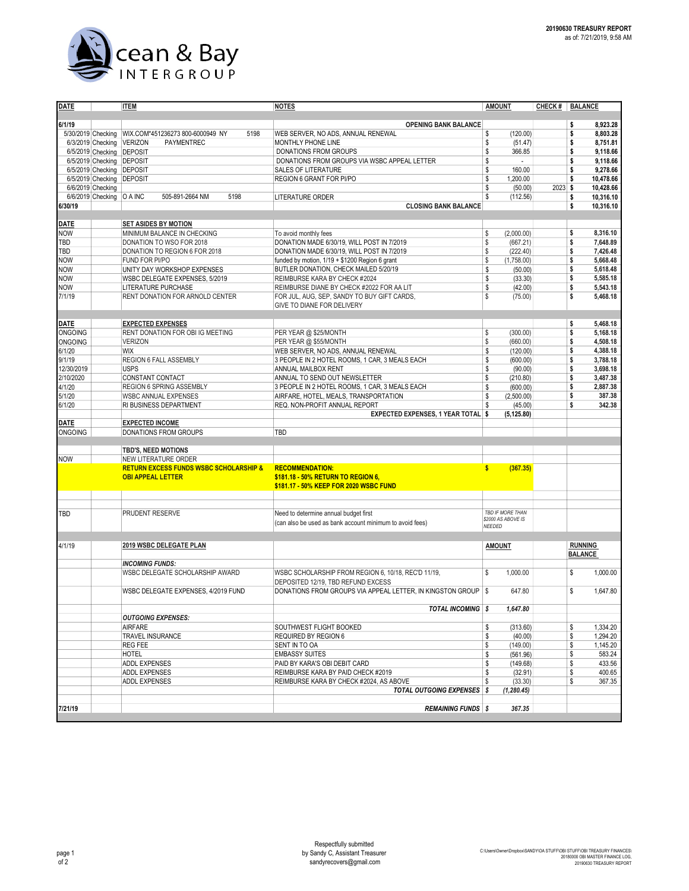Ocean & Bay INTERGROUP

**20190630 TREASURY REPORT**
as of: 7/21/2019, 9:58 AM

| DATE | | ITEM | NOTES | AMOUNT | CHECK # | BALANCE |
|---|---|---|---|---|---|---|
| 6/1/19 | | | **OPENING BANK BALANCE** | | | $ 8,923.28 |
| 5/30/2019 | Checking | WIX.COM*451236273 800-6000949 NY 5198 | WEB SERVER, NO ADS, ANNUAL RENEWAL | $ (120.00) | | $ 8,803.28 |
| 6/3/2019 | Checking | VERIZON PAYMENTREC | MONTHLY PHONE LINE | $ (51.47) | | $ 8,751.81 |
| 6/5/2019 | Checking | DEPOSIT | DONATIONS FROM GROUPS | $ 366.85 | | $ 9,118.66 |
| 6/5/2019 | Checking | DEPOSIT | DONATIONS FROM GROUPS VIA WSBC APPEAL LETTER | $ - | | $ 9,118.66 |
| 6/5/2019 | Checking | DEPOSIT | SALES OF LITERATURE | $ 160.00 | | $ 9,278.66 |
| 6/5/2019 | Checking | DEPOSIT | REGION 6 GRANT FOR PI/PO | $ 1,200.00 | | $ 10,478.66 |
| 6/6/2019 | Checking | | | $ (50.00) | 2023 | $ 10,428.66 |
| 6/6/2019 | Checking | O A INC 505-891-2664 NM 5198 | LITERATURE ORDER | $ (112.56) | | $ 10,316.10 |
| 6/30/19 | | | **CLOSING BANK BALANCE** | | | $ 10,316.10 |
| | | | | | | |
| **DATE** | | **SET ASIDES BY MOTION** | | | | |
| NOW | | MINIMUM BALANCE IN CHECKING | To avoid monthly fees | $ (2,000.00) | | $ 8,316.10 |
| TBD | | DONATION TO WSO FOR 2018 | DONATION MADE 6/30/19, WILL POST IN 7/2019 | $ (667.21) | | $ 7,648.89 |
| TBD | | DONATION TO REGION 6 FOR 2018 | DONATION MADE 6/30/19, WILL POST IN 7/2019 | $ (222.40) | | $ 7,426.48 |
| NOW | | FUND FOR PI/PO | funded by motion, 1/19 + $1200 Region 6 grant | $ (1,758.00) | | $ 5,668.48 |
| NOW | | UNITY DAY WORKSHOP EXPENSES | BUTLER DONATION, CHECK MAILED 5/20/19 | $ (50.00) | | $ 5,618.48 |
| NOW | | WSBC DELEGATE EXPENSES, 5/2019 | REIMBURSE KARA BY CHECK #2024 | $ (33.30) | | $ 5,585.18 |
| NOW | | LITERATURE PURCHASE | REIMBURSE DIANE BY CHECK #2022 FOR AA LIT | $ (42.00) | | $ 5,543.18 |
| 7/1/19 | | RENT DONATION FOR ARNOLD CENTER | FOR JUL, AUG, SEP, SANDY TO BUY GIFT CARDS, GIVE TO DIANE FOR DELIVERY | $ (75.00) | | $ 5,468.18 |
| | | | | | | |
| **DATE** | | **EXPECTED EXPENSES** | | | | $ 5,468.18 |
| ONGOING | | RENT DONATION FOR OBI IG MEETING | PER YEAR @ $25/MONTH | $ (300.00) | | $ 5,168.18 |
| ONGOING | | VERIZON | PER YEAR @ $55/MONTH | $ (660.00) | | $ 4,508.18 |
| 6/1/20 | | WIX | WEB SERVER, NO ADS, ANNUAL RENEWAL | $ (120.00) | | $ 4,388.18 |
| 9/1/19 | | REGION 6 FALL ASSEMBLY | 3 PEOPLE IN 2 HOTEL ROOMS, 1 CAR, 3 MEALS EACH | $ (600.00) | | $ 3,788.18 |
| 12/30/2019 | | USPS | ANNUAL MAILBOX RENT | $ (90.00) | | $ 3,698.18 |
| 2/10/2020 | | CONSTANT CONTACT | ANNUAL TO SEND OUT NEWSLETTER | $ (210.80) | | $ 3,487.38 |
| 4/1/20 | | REGION 6 SPRING ASSEMBLY | 3 PEOPLE IN 2 HOTEL ROOMS, 1 CAR, 3 MEALS EACH | $ (600.00) | | $ 2,887.38 |
| 5/1/20 | | WSBC ANNUAL EXPENSES | AIRFARE, HOTEL, MEALS, TRANSPORTATION | $ (2,500.00) | | $ 387.38 |
| 6/1/20 | | RI BUSINESS DEPARTMENT | REQ. NON-PROFIT ANNUAL REPORT | $ (45.00) | | $ 342.38 |
| | | | **EXPECTED EXPENSES, 1 YEAR TOTAL** | **$ (5,125.80)** | | |
| **DATE** | | **EXPECTED INCOME** | | | | |
| ONGOING | | DONATIONS FROM GROUPS | TBD | | | |
| | | | | | | |
| | | **TBD'S, NEED MOTIONS** | | | | |
| NOW | | NEW LITERATURE ORDER | | | | |
| | | **RETURN EXCESS FUNDS WSBC SCHOLARSHIP & OBI APPEAL LETTER** | **RECOMMENDATION: $181.18 - 50% RETURN TO REGION 6, $181.17 - 50% KEEP FOR 2020 WSBC FUND** | **$ (367.35)** | | |
| | | | | | | |
| TBD | | PRUDENT RESERVE | Need to determine annual budget first (can also be used as bank account minimum to avoid fees) | *TBD IF MORE THAN $2000 AS ABOVE IS NEEDED* | | |
| | | | | | | |
| 4/1/19 | | **2019 WSBC DELEGATE PLAN** | | **AMOUNT** | | **RUNNING BALANCE** |
| | | ***INCOMING FUNDS:*** | | | | |
| | | WSBC DELEGATE SCHOLARSHIP AWARD | WSBC SCHOLARSHIP FROM REGION 6, 10/18, REC'D 11/19, DEPOSITED 12/19, TBD REFUND EXCESS | $ 1,000.00 | | $ 1,000.00 |
| | | WSBC DELEGATE EXPENSES, 4/2019 FUND | DONATIONS FROM GROUPS VIA APPEAL LETTER, IN KINGSTON GROUP | $ 647.80 | | $ 1,647.80 |
| | | | ***TOTAL INCOMING*** | ***$ 1,647.80*** | | |
| | | ***OUTGOING EXPENSES:*** | | | | |
| | | AIRFARE | SOUTHWEST FLIGHT BOOKED | $ (313.60) | | $ 1,334.20 |
| | | TRAVEL INSURANCE | REQUIRED BY REGION 6 | $ (40.00) | | $ 1,294.20 |
| | | REG FEE | SENT IN TO OA | $ (149.00) | | $ 1,145.20 |
| | | HOTEL | EMBASSY SUITES | $ (561.96) | | $ 583.24 |
| | | ADDL EXPENSES | PAID BY KARA'S OBI DEBIT CARD | $ (149.68) | | $ 433.56 |
| | | ADDL EXPENSES | REIMBURSE KARA BY PAID CHECK #2019 | $ (32.91) | | $ 400.65 |
| | | ADDL EXPENSES | REIMBURSE KARA BY CHECK #2024, AS ABOVE | $ (33.30) | | $ 367.35 |
| | | | ***TOTAL OUTGOING EXPENSES*** | ***$ (1,280.45)*** | | |
| | | | | | | |
| 7/21/19 | | | ***REMAINING FUNDS*** | ***$ 367.35*** | | |

Respectfully submitted
by Sandy C, Assistant Treasurer
sandyrecovers@gmail.com

C:\Users\Owner\Dropbox\SANDY\OA STUFF\OBI STUFF\OBI TREASURY FINANCES\20180000 OBI MASTER FINANCE LOG, 20190630 TREASURY REPORT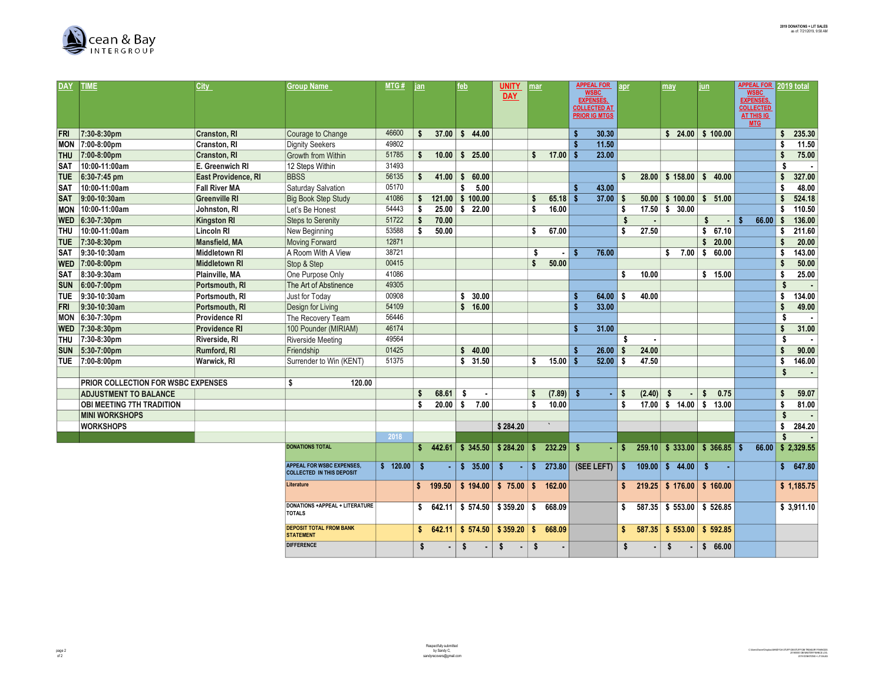Ocean & Bay INTERGROUP

**2019 DONATIONS + LIT SALES**
as of: 7/21/2019, 9:56 AM

| DAY | TIME | City | Group Name | MTG # | jan | feb | UNITY DAY | mar | APPEAL FOR WSBC EXPENSES, COLLECTED AT PRIOR IG MTGS | apr | may | jun | APPEAL FOR WSBC EXPENSES, COLLECTED AT THIS IG MTG | 2019 total |
|---|---|---|---|---|---|---|---|---|---|---|---|---|---|---|
| FRI | 7:30-8:30pm | Cranston, RI | Courage to Change | 46600 | $ 37.00 | $ 44.00 | | | $ 30.30 | | $ 24.00 | $ 100.00 | | $ 235.30 |
| MON | 7:00-8:00pm | Cranston, RI | Dignity Seekers | 49802 | | | | | $ 11.50 | | | | | $ 11.50 |
| THU | 7:00-8:00pm | Cranston, RI | Growth from Within | 51785 | $ 10.00 | $ 25.00 | | $ 17.00 | $ 23.00 | | | | | $ 75.00 |
| SAT | 10:00-11:00am | E. Greenwich RI | 12 Steps Within | 31493 | | | | | | | | | | $ - |
| TUE | 6:30-7:45 pm | East Providence, RI | BBSS | 56135 | $ 41.00 | $ 60.00 | | | | $ 28.00 | $ 158.00 | $ 40.00 | | $ 327.00 |
| SAT | 10:00-11:00am | Fall River MA | Saturday Salvation | 05170 | | $ 5.00 | | | $ 43.00 | | | | | $ 48.00 |
| SAT | 9:00-10:30am | Greenville RI | Big Book Step Study | 41086 | $ 121.00 | $ 100.00 | | $ 65.18 | $ 37.00 | $ 50.00 | $ 100.00 | $ 51.00 | | $ 524.18 |
| MON | 10:00-11:00am | Johnston, RI | Let's Be Honest | 54443 | $ 25.00 | $ 22.00 | | $ 16.00 | | $ 17.50 | $ 30.00 | | | $ 110.50 |
| WED | 6:30-7:30pm | Kingston RI | Steps to Serenity | 51722 | $ 70.00 | | | | | $ - | | $ - | $ 66.00 | $ 136.00 |
| THU | 10:00-11:00am | Lincoln RI | New Beginning | 53588 | $ 50.00 | | | $ 67.00 | | $ 27.50 | | $ 67.10 | | $ 211.60 |
| TUE | 7:30-8:30pm | Mansfield, MA | Moving Forward | 12871 | | | | | | | | $ 20.00 | | $ 20.00 |
| SAT | 9:30-10:30am | Middletown RI | A Room With A View | 38721 | | | | $ - | $ 76.00 | | $ 7.00 | $ 60.00 | | $ 143.00 |
| WED | 7:00-8:00pm | Middletown RI | Stop & Step | 00415 | | | | $ 50.00 | | | | | | $ 50.00 |
| SAT | 8:30-9:30am | Plainville, MA | One Purpose Only | 41086 | | | | | | $ 10.00 | | $ 15.00 | | $ 25.00 |
| SUN | 6:00-7:00pm | Portsmouth, RI | The Art of Abstinence | 49305 | | | | | | | | | | $ - |
| TUE | 9:30-10:30am | Portsmouth, RI | Just for Today | 00908 | | $ 30.00 | | | $ 64.00 | $ 40.00 | | | | $ 134.00 |
| FRI | 9:30-10:30am | Portsmouth, RI | Design for Living | 54109 | | $ 16.00 | | | $ 33.00 | | | | | $ 49.00 |
| MON | 6:30-7:30pm | Providence RI | The Recovery Team | 56446 | | | | | | | | | | $ - |
| WED | 7:30-8:30pm | Providence RI | 100 Pounder (MIRIAM) | 46174 | | | | | $ 31.00 | | | | | $ 31.00 |
| THU | 7:30-8:30pm | Riverside, RI | Riverside Meeting | 49564 | | | | | | $ - | | | | $ - |
| SUN | 5:30-7:00pm | Rumford, RI | Friendship | 01425 | | $ 40.00 | | | $ 26.00 | $ 24.00 | | | | $ 90.00 |
| TUE | 7:00-8:00pm | Warwick, RI | Surrender to Win (KENT) | 51375 | | $ 31.50 | | $ 15.00 | $ 52.00 | $ 47.50 | | | | $ 146.00 |
| | | | | | | | | | | | | | | $ - |
| | PRIOR COLLECTION FOR WSBC EXPENSES | | $ 120.00 | | | | | | | | | | | |
| | ADJUSTMENT TO BALANCE | | | | $ 68.61 | $ - | | $ (7.89) | $ - | $ (2.40) | $ - | $ 0.75 | | $ 59.07 |
| | OBI MEETING 7TH TRADITION | | | | $ 20.00 | $ 7.00 | | $ 10.00 | | $ 17.00 | $ 14.00 | $ 13.00 | | $ 81.00 |
| | MINI WORKSHOPS | | | | | | | | | | | | | $ - |
| | WORKSHOPS | | | | | | $ 284.20 | ` | | | | | | $ 284.20 |
| | | | | 2018 | | | | | | | | | | $ - |
| | | | DONATIONS TOTAL | | $ 442.61 | $ 345.50 | $ 284.20 | $ 232.29 | $ - | $ 259.10 | $ 333.00 | $ 366.85 | $ 66.00 | $ 2,329.55 |
| | | | APPEAL FOR WSBC EXPENSES, COLLECTED IN THIS DEPOSIT | $ 120.00 | $ - | $ 35.00 | $ - | $ 273.80 | (SEE LEFT) | $ 109.00 | $ 44.00 | $ - | | $ 647.80 |
| | | | Literature | | $ 199.50 | $ 194.00 | $ 75.00 | $ 162.00 | | $ 219.25 | $ 176.00 | $ 160.00 | | $ 1,185.75 |
| | | | DONATIONS +APPEAL + LITERATURE TOTALS | | $ 642.11 | $ 574.50 | $ 359.20 | $ 668.09 | | $ 587.35 | $ 553.00 | $ 526.85 | | $ 3,911.10 |
| | | | DEPOSIT TOTAL FROM BANK STATEMENT | | $ 642.11 | $ 574.50 | $ 359.20 | $ 668.09 | | $ 587.35 | $ 553.00 | $ 592.85 | | |
| | | | DIFFERENCE | | $ - | $ - | $ - | $ - | | $ - | $ - | $ 66.00 | | |

Respectfully submitted
by Sandy C,
sandyrecovers@gmail.com